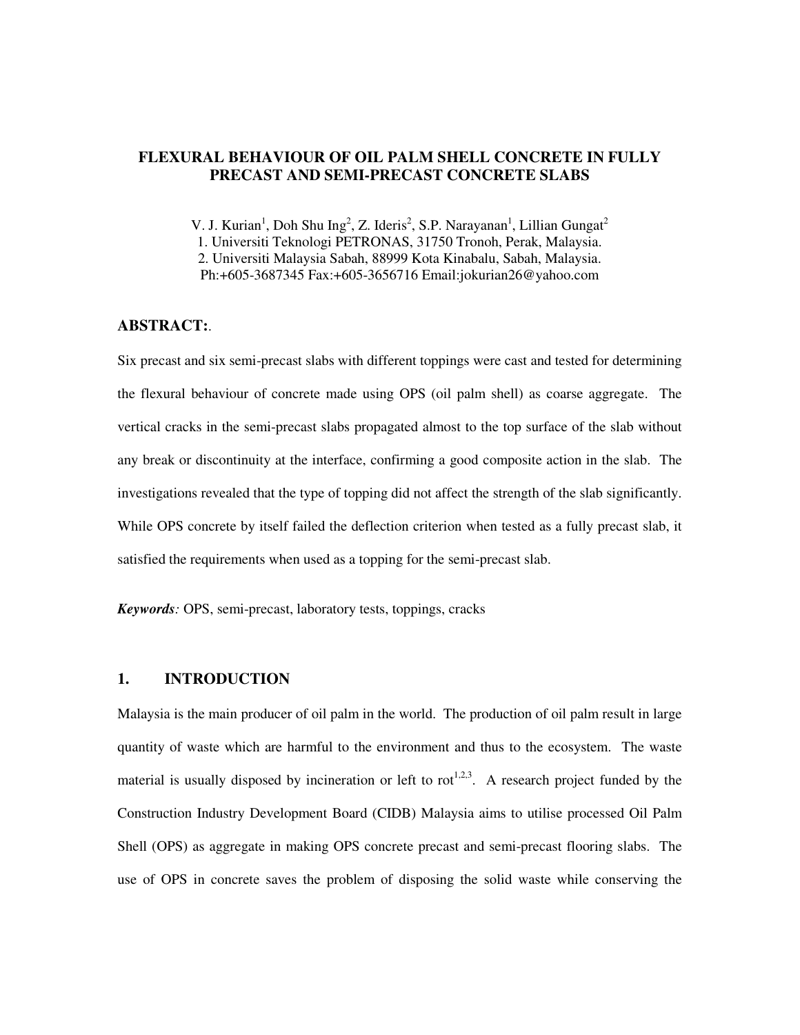# FLEXURAL BEHAVIOUR OF OIL PALM SHELL CONCRETE IN FULLY PRECAST AND SEMI-PRECAST CONCRETE SLABS

V. J. Kurian[1], Doh Shu Ing[2], Z. Ideris[2], S.P. Narayanan[1], Lillian Gungat[2]
1. Universiti Teknologi PETRONAS, 31750 Tronoh, Perak, Malaysia.
2. Universiti Malaysia Sabah, 88999 Kota Kinabalu, Sabah, Malaysia.
Ph:+605-3687345 Fax:+605-3656716 Email:jokurian26@yahoo.com

## ABSTRACT:.

Six precast and six semi-precast slabs with different toppings were cast and tested for determining the flexural behaviour of concrete made using OPS (oil palm shell) as coarse aggregate. The vertical cracks in the semi-precast slabs propagated almost to the top surface of the slab without any break or discontinuity at the interface, confirming a good composite action in the slab. The investigations revealed that the type of topping did not affect the strength of the slab significantly. While OPS concrete by itself failed the deflection criterion when tested as a fully precast slab, it satisfied the requirements when used as a topping for the semi-precast slab.

***Keywords:*** OPS, semi-precast, laboratory tests, toppings, cracks

## 1. INTRODUCTION

Malaysia is the main producer of oil palm in the world. The production of oil palm result in large quantity of waste which are harmful to the environment and thus to the ecosystem. The waste material is usually disposed by incineration or left to rot[1,2,3]. A research project funded by the Construction Industry Development Board (CIDB) Malaysia aims to utilise processed Oil Palm Shell (OPS) as aggregate in making OPS concrete precast and semi-precast flooring slabs. The use of OPS in concrete saves the problem of disposing the solid waste while conserving the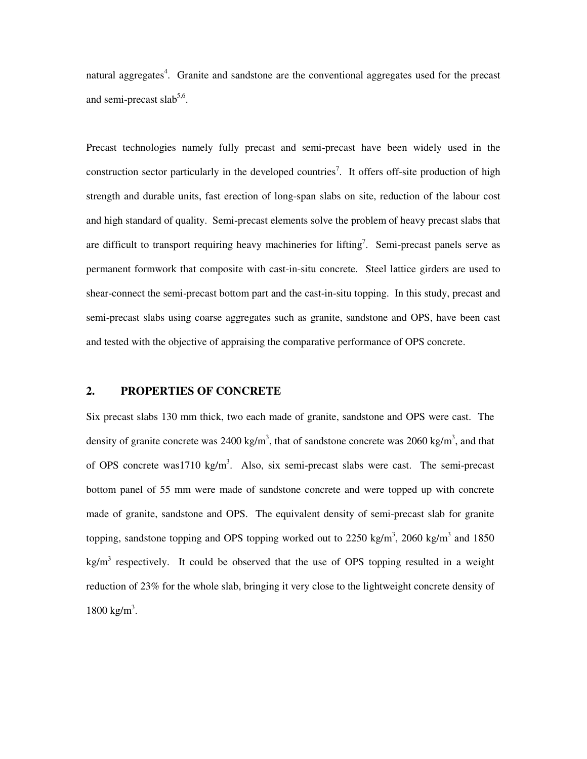natural aggregates[4]. Granite and sandstone are the conventional aggregates used for the precast and semi-precast slab[5,6].

Precast technologies namely fully precast and semi-precast have been widely used in the construction sector particularly in the developed countries[7]. It offers off-site production of high strength and durable units, fast erection of long-span slabs on site, reduction of the labour cost and high standard of quality. Semi-precast elements solve the problem of heavy precast slabs that are difficult to transport requiring heavy machineries for lifting[7]. Semi-precast panels serve as permanent formwork that composite with cast-in-situ concrete. Steel lattice girders are used to shear-connect the semi-precast bottom part and the cast-in-situ topping. In this study, precast and semi-precast slabs using coarse aggregates such as granite, sandstone and OPS, have been cast and tested with the objective of appraising the comparative performance of OPS concrete.

## 2. PROPERTIES OF CONCRETE

Six precast slabs 130 mm thick, two each made of granite, sandstone and OPS were cast. The density of granite concrete was 2400 kg/m$^3$, that of sandstone concrete was 2060 kg/m$^3$, and that of OPS concrete was1710 kg/m$^3$. Also, six semi-precast slabs were cast. The semi-precast bottom panel of 55 mm were made of sandstone concrete and were topped up with concrete made of granite, sandstone and OPS. The equivalent density of semi-precast slab for granite topping, sandstone topping and OPS topping worked out to 2250 kg/m$^3$, 2060 kg/m$^3$ and 1850 kg/m$^3$ respectively. It could be observed that the use of OPS topping resulted in a weight reduction of 23% for the whole slab, bringing it very close to the lightweight concrete density of 1800 kg/m$^3$.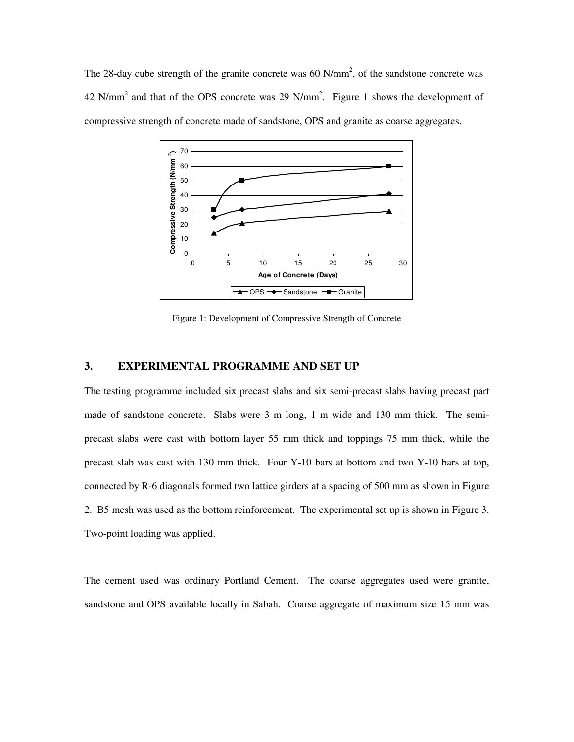The 28-day cube strength of the granite concrete was 60 $N/mm^2$, of the sandstone concrete was 42 $N/mm^2$ and that of the OPS concrete was 29 $N/mm^2$. Figure 1 shows the development of compressive strength of concrete made of sandstone, OPS and granite as coarse aggregates.

Figure 1: Development of Compressive Strength of Concrete

## 3. EXPERIMENTAL PROGRAMME AND SET UP

The testing programme included six precast slabs and six semi-precast slabs having precast part made of sandstone concrete. Slabs were 3 m long, 1 m wide and 130 mm thick. The semi-precast slabs were cast with bottom layer 55 mm thick and toppings 75 mm thick, while the precast slab was cast with 130 mm thick. Four Y-10 bars at bottom and two Y-10 bars at top, connected by R-6 diagonals formed two lattice girders at a spacing of 500 mm as shown in Figure 2. B5 mesh was used as the bottom reinforcement. The experimental set up is shown in Figure 3. Two-point loading was applied.

The cement used was ordinary Portland Cement. The coarse aggregates used were granite, sandstone and OPS available locally in Sabah. Coarse aggregate of maximum size 15 mm was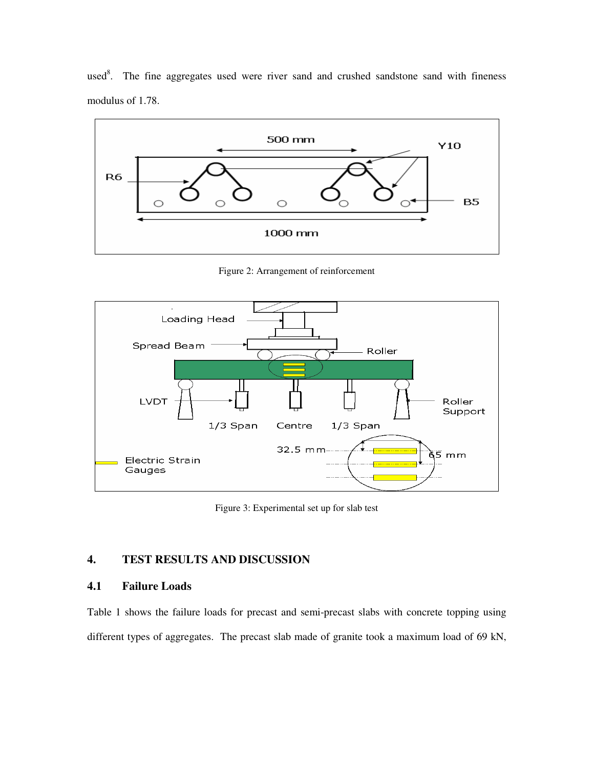used[8]. The fine aggregates used were river sand and crushed sandstone sand with fineness modulus of 1.78.

Figure 2: Arrangement of reinforcement

Figure 3: Experimental set up for slab test

## 4. TEST RESULTS AND DISCUSSION

### 4.1 Failure Loads

Table 1 shows the failure loads for precast and semi-precast slabs with concrete topping using different types of aggregates. The precast slab made of granite took a maximum load of 69 kN,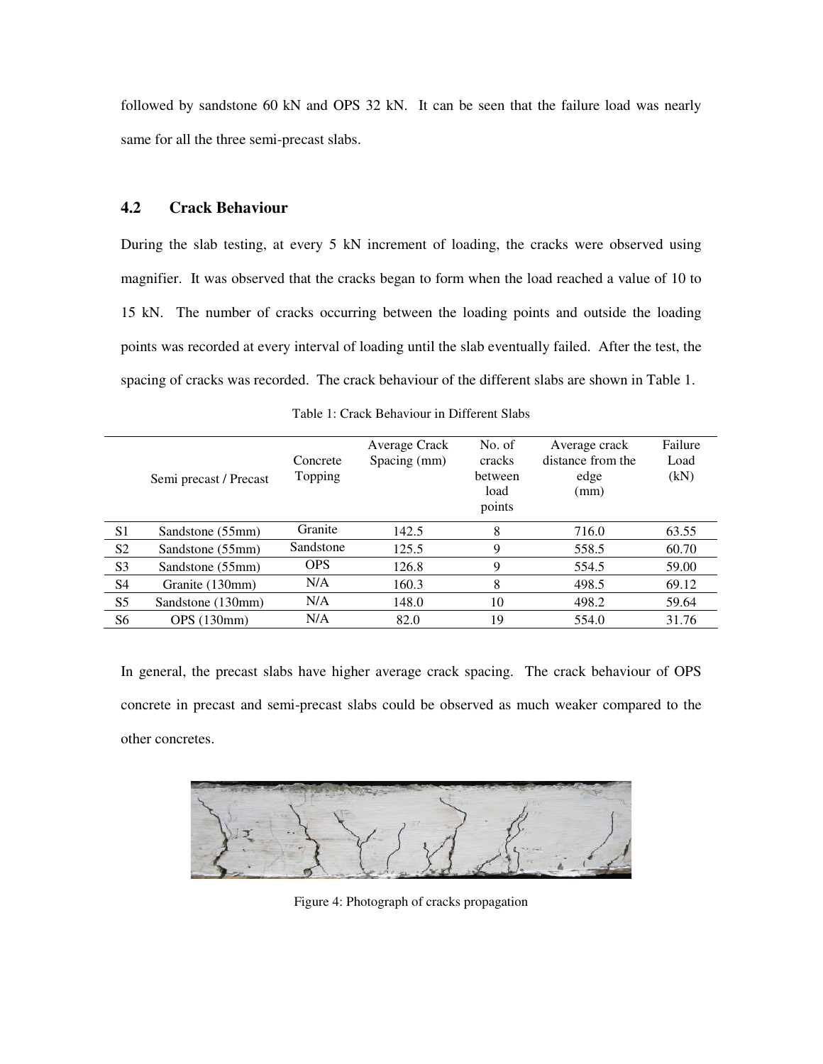followed by sandstone 60 kN and OPS 32 kN. It can be seen that the failure load was nearly same for all the three semi-precast slabs.

## 4.2 Crack Behaviour

During the slab testing, at every 5 kN increment of loading, the cracks were observed using magnifier. It was observed that the cracks began to form when the load reached a value of 10 to 15 kN. The number of cracks occurring between the loading points and outside the loading points was recorded at every interval of loading until the slab eventually failed. After the test, the spacing of cracks was recorded. The crack behaviour of the different slabs are shown in Table 1.

Table 1: Crack Behaviour in Different Slabs

| | Semi precast / Precast | Concrete Topping | Average Crack Spacing (mm) | No. of cracks between load points | Average crack distance from the edge (mm) | Failure Load (kN) |
|---|---|---|---|---|---|---|
| S1 | Sandstone (55mm) | Granite | 142.5 | 8 | 716.0 | 63.55 |
| S2 | Sandstone (55mm) | Sandstone | 125.5 | 9 | 558.5 | 60.70 |
| S3 | Sandstone (55mm) | OPS | 126.8 | 9 | 554.5 | 59.00 |
| S4 | Granite (130mm) | N/A | 160.3 | 8 | 498.5 | 69.12 |
| S5 | Sandstone (130mm) | N/A | 148.0 | 10 | 498.2 | 59.64 |
| S6 | OPS (130mm) | N/A | 82.0 | 19 | 554.0 | 31.76 |

In general, the precast slabs have higher average crack spacing. The crack behaviour of OPS concrete in precast and semi-precast slabs could be observed as much weaker compared to the other concretes.

Figure 4: Photograph of cracks propagation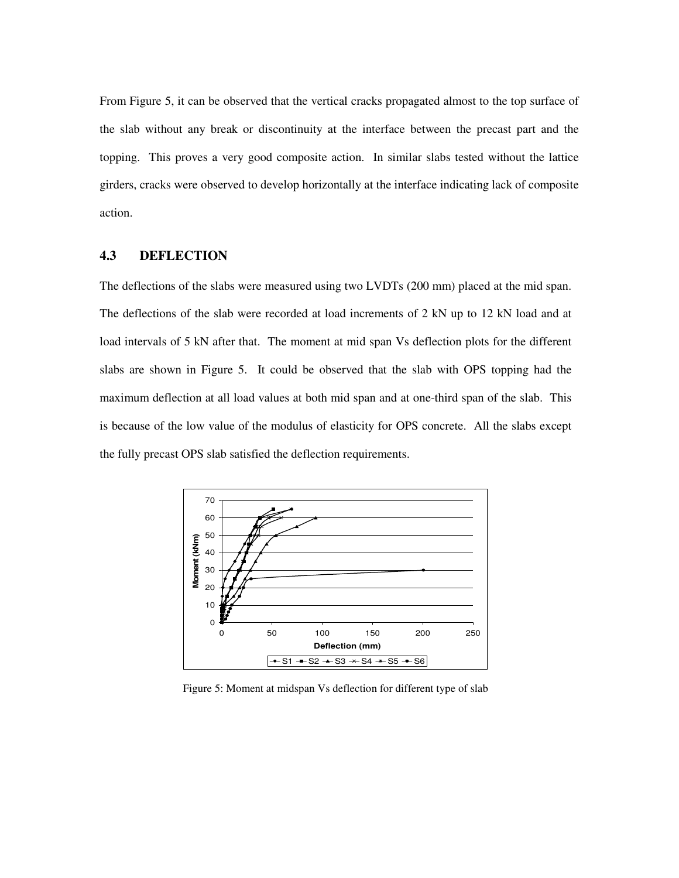From Figure 5, it can be observed that the vertical cracks propagated almost to the top surface of the slab without any break or discontinuity at the interface between the precast part and the topping. This proves a very good composite action. In similar slabs tested without the lattice girders, cracks were observed to develop horizontally at the interface indicating lack of composite action.

### 4.3 DEFLECTION

The deflections of the slabs were measured using two LVDTs (200 mm) placed at the mid span. The deflections of the slab were recorded at load increments of 2 kN up to 12 kN load and at load intervals of 5 kN after that. The moment at mid span Vs deflection plots for the different slabs are shown in Figure 5. It could be observed that the slab with OPS topping had the maximum deflection at all load values at both mid span and at one-third span of the slab. This is because of the low value of the modulus of elasticity for OPS concrete. All the slabs except the fully precast OPS slab satisfied the deflection requirements.

Figure 5: Moment at midspan Vs deflection for different type of slab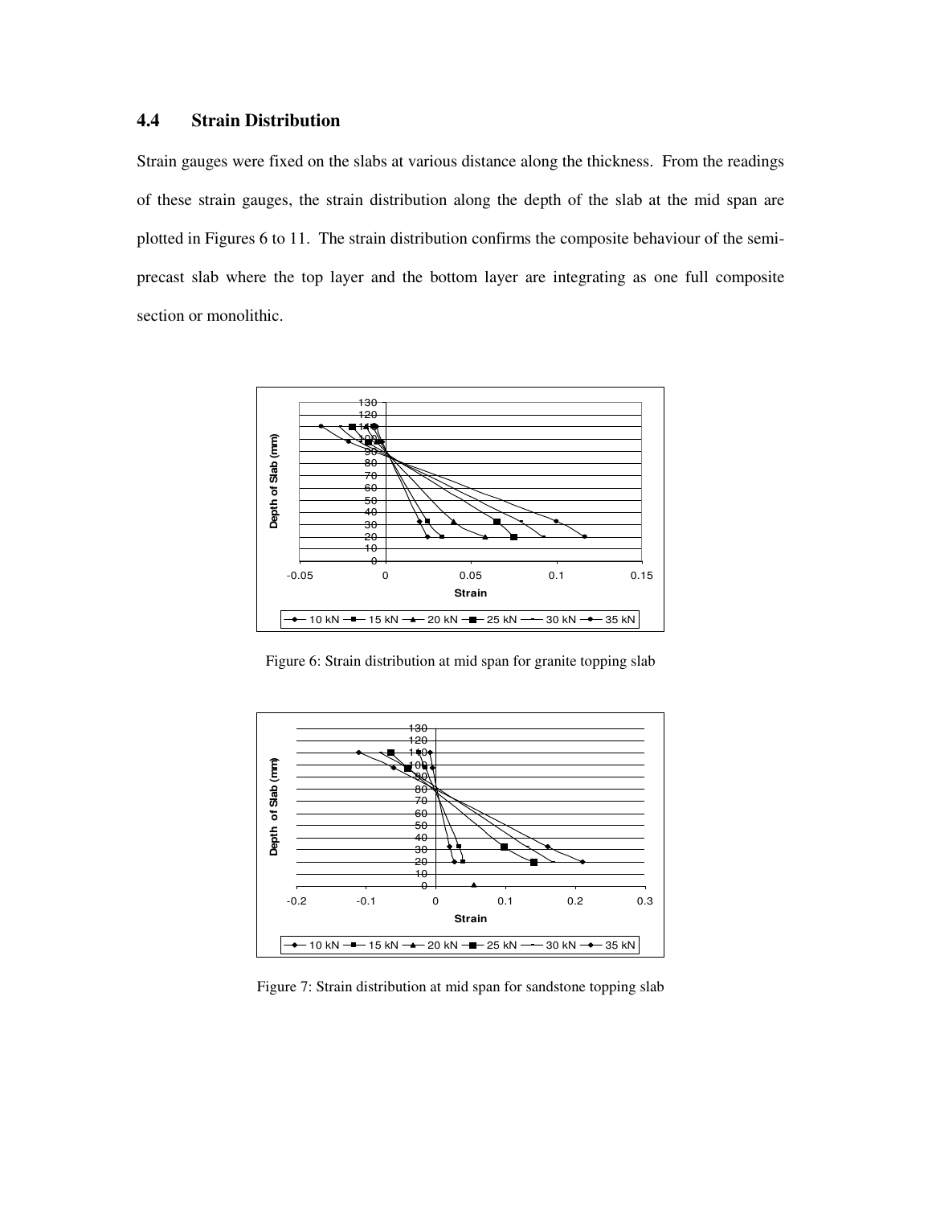## 4.4 Strain Distribution

Strain gauges were fixed on the slabs at various distance along the thickness. From the readings of these strain gauges, the strain distribution along the depth of the slab at the mid span are plotted in Figures 6 to 11. The strain distribution confirms the composite behaviour of the semi-precast slab where the top layer and the bottom layer are integrating as one full composite section or monolithic.

Figure 6: Strain distribution at mid span for granite topping slab

Figure 7: Strain distribution at mid span for sandstone topping slab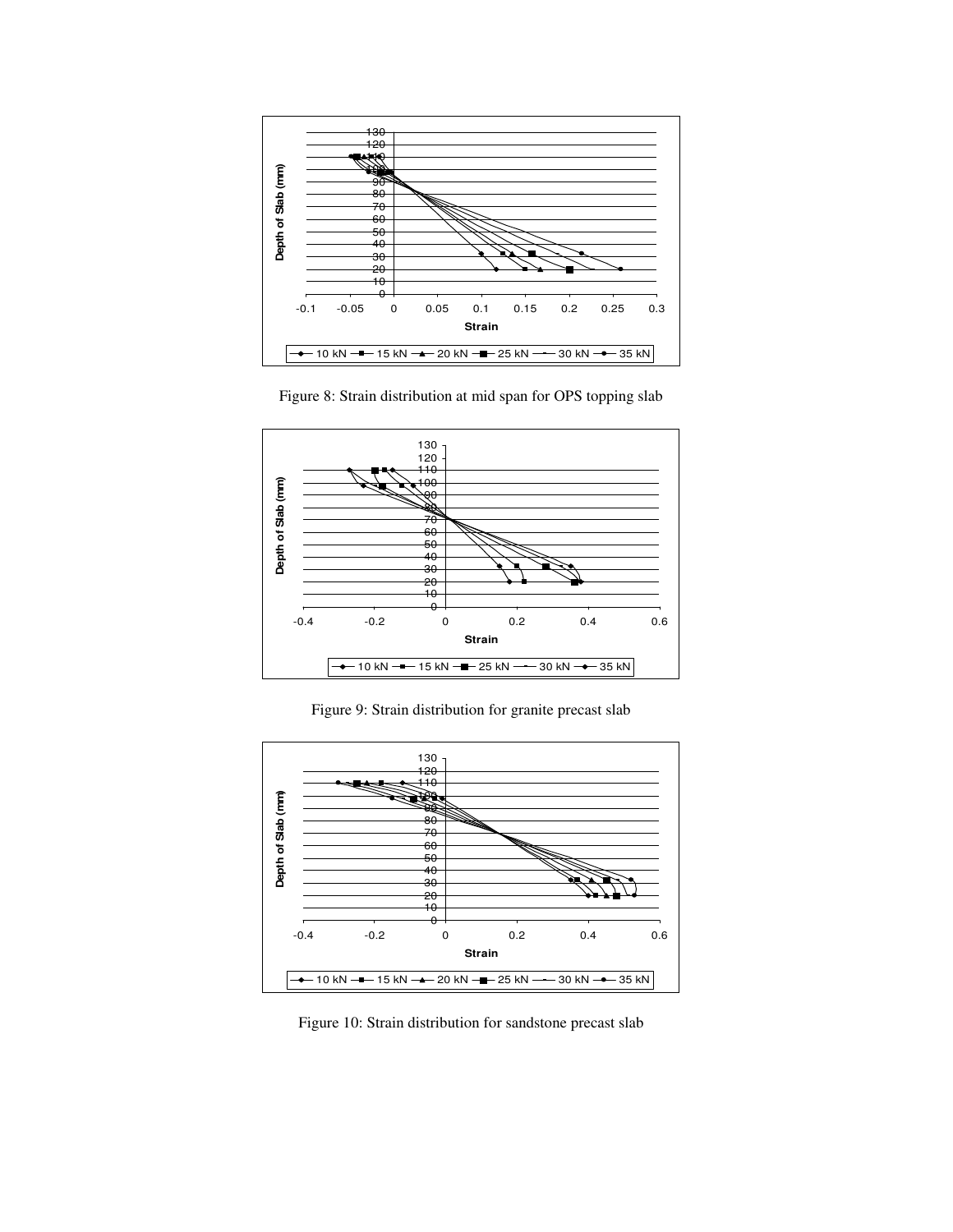Figure 8: Strain distribution at mid span for OPS topping slab

Figure 9: Strain distribution for granite precast slab

Figure 10: Strain distribution for sandstone precast slab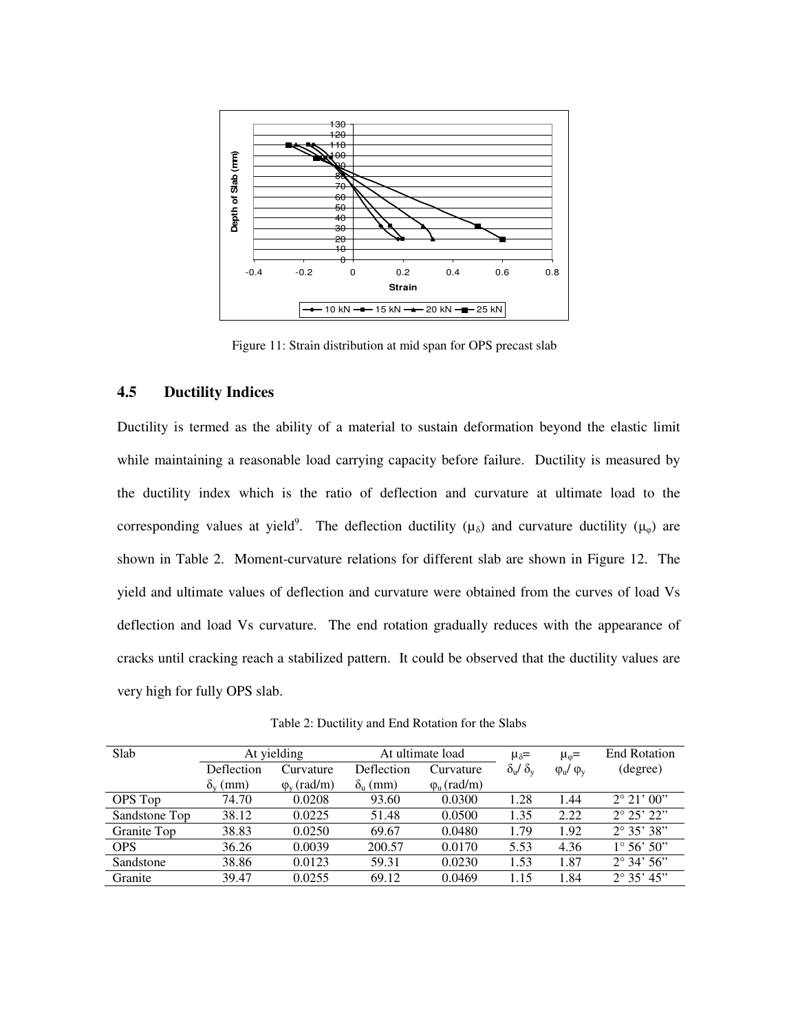Figure 11: Strain distribution at mid span for OPS precast slab

## 4.5 Ductility Indices

Ductility is termed as the ability of a material to sustain deformation beyond the elastic limit while maintaining a reasonable load carrying capacity before failure. Ductility is measured by the ductility index which is the ratio of deflection and curvature at ultimate load to the corresponding values at yield[9]. The deflection ductility ($\mu_\delta$) and curvature ductility ($\mu_\varphi$) are shown in Table 2. Moment-curvature relations for different slab are shown in Figure 12. The yield and ultimate values of deflection and curvature were obtained from the curves of load Vs deflection and load Vs curvature. The end rotation gradually reduces with the appearance of cracks until cracking reach a stabilized pattern. It could be observed that the ductility values are very high for fully OPS slab.

Table 2: Ductility and End Rotation for the Slabs

| Slab | At yielding | | At ultimate load | | $\mu_\delta = \delta_u / \delta_y$ | $\mu_\varphi = \varphi_u / \varphi_y$ | End Rotation (degree) |
|---|---|---|---|---|---|---|---|
| | Deflection $\delta_y$ (mm) | Curvature $\varphi_y$ (rad/m) | Deflection $\delta_u$ (mm) | Curvature $\varphi_u$ (rad/m) | | | |
| OPS Top | 74.70 | 0.0208 | 93.60 | 0.0300 | 1.28 | 1.44 | 2° 21' 00" |
| Sandstone Top | 38.12 | 0.0225 | 51.48 | 0.0500 | 1.35 | 2.22 | 2° 25' 22" |
| Granite Top | 38.83 | 0.0250 | 69.67 | 0.0480 | 1.79 | 1.92 | 2° 35' 38" |
| OPS | 36.26 | 0.0039 | 200.57 | 0.0170 | 5.53 | 4.36 | 1° 56' 50" |
| Sandstone | 38.86 | 0.0123 | 59.31 | 0.0230 | 1.53 | 1.87 | 2° 34' 56" |
| Granite | 39.47 | 0.0255 | 69.12 | 0.0469 | 1.15 | 1.84 | 2° 35' 45" |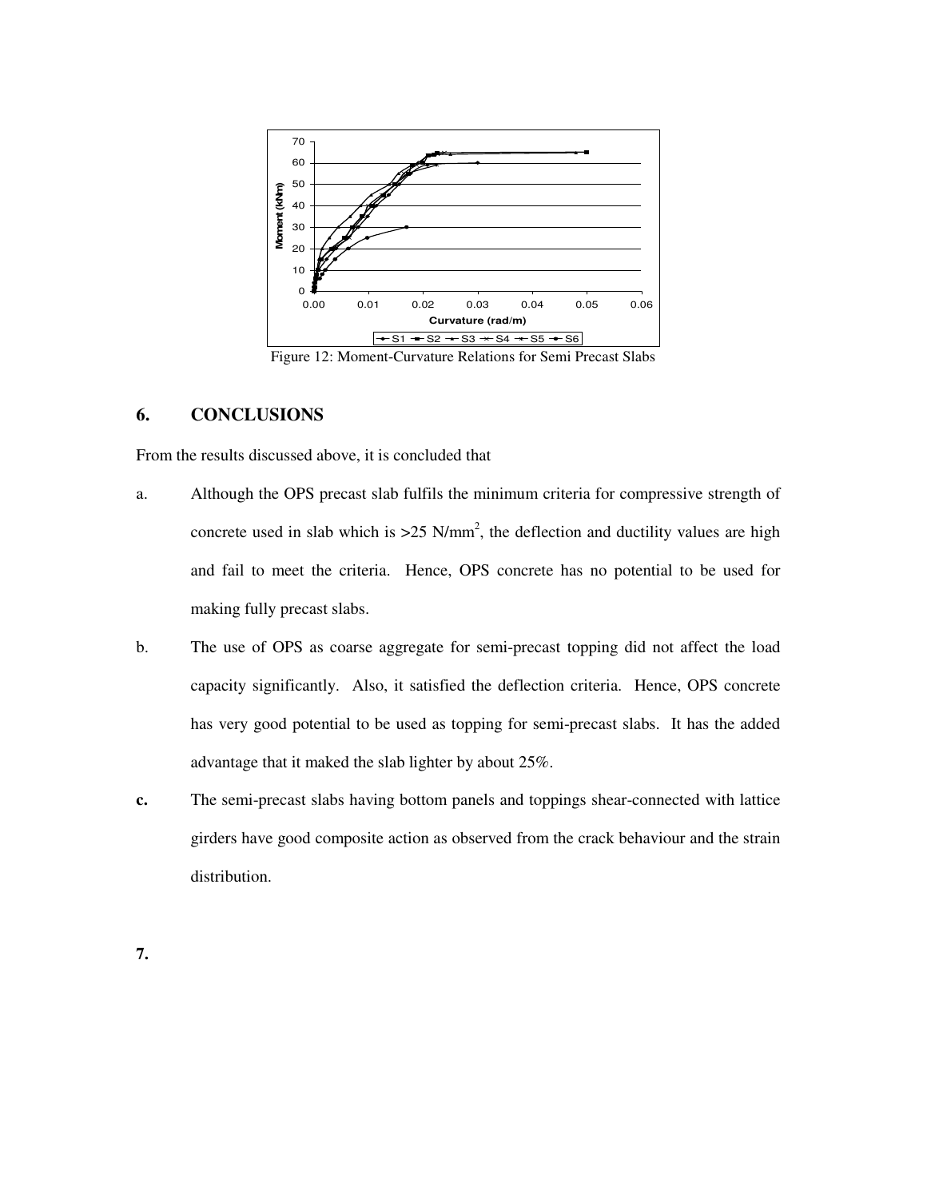Figure 12: Moment-Curvature Relations for Semi Precast Slabs

## 6. CONCLUSIONS

From the results discussed above, it is concluded that

a. Although the OPS precast slab fulfils the minimum criteria for compressive strength of concrete used in slab which is >25 N/mm$^2$, the deflection and ductility values are high and fail to meet the criteria. Hence, OPS concrete has no potential to be used for making fully precast slabs.

b. The use of OPS as coarse aggregate for semi-precast topping did not affect the load capacity significantly. Also, it satisfied the deflection criteria. Hence, OPS concrete has very good potential to be used as topping for semi-precast slabs. It has the added advantage that it maked the slab lighter by about 25%.

**c.** The semi-precast slabs having bottom panels and toppings shear-connected with lattice girders have good composite action as observed from the crack behaviour and the strain distribution.

**7.**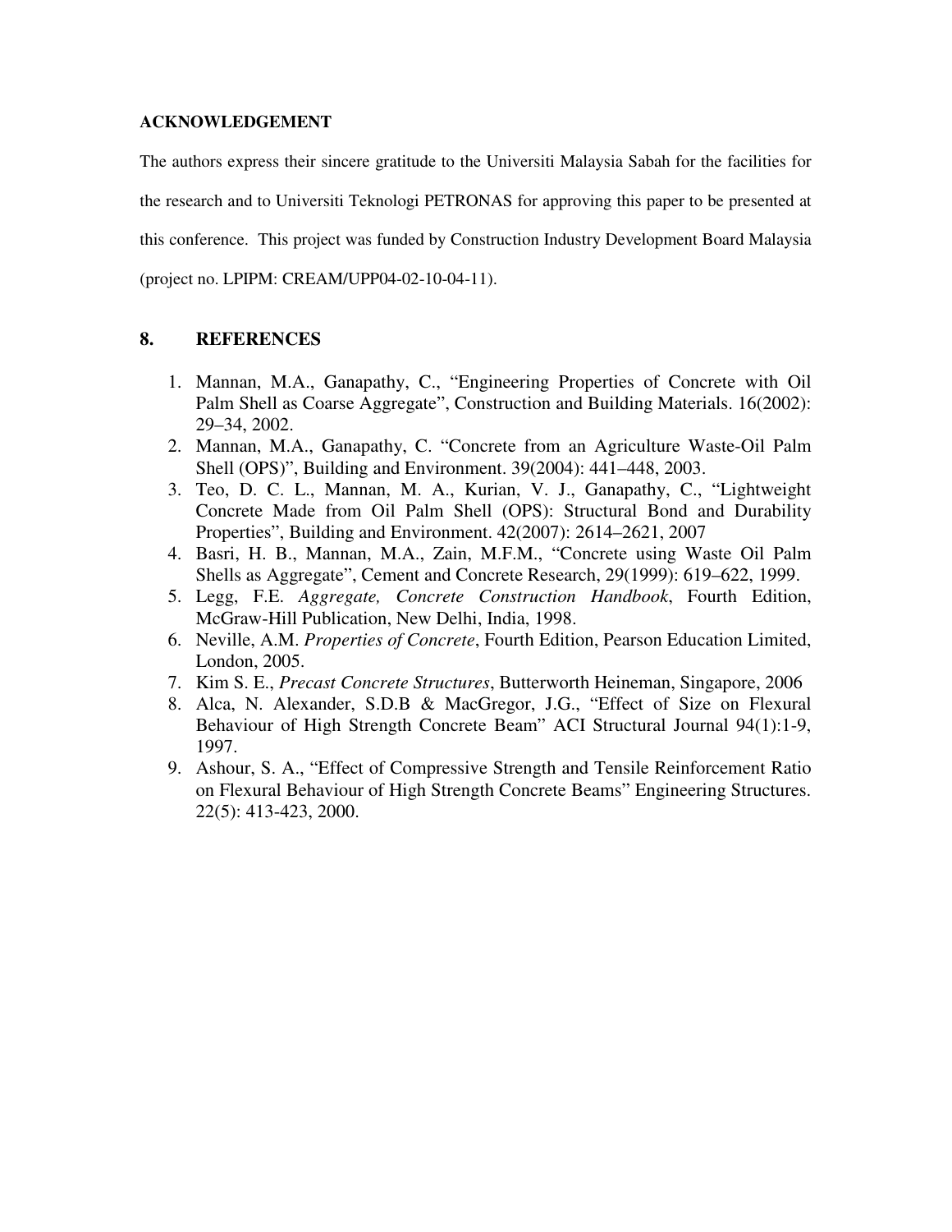**ACKNOWLEDGEMENT**

The authors express their sincere gratitude to the Universiti Malaysia Sabah for the facilities for the research and to Universiti Teknologi PETRONAS for approving this paper to be presented at this conference. This project was funded by Construction Industry Development Board Malaysia (project no. LPIPM: CREAM/UPP04-02-10-04-11).

## 8. REFERENCES

1. Mannan, M.A., Ganapathy, C., "Engineering Properties of Concrete with Oil Palm Shell as Coarse Aggregate", Construction and Building Materials. 16(2002): 29–34, 2002.
2. Mannan, M.A., Ganapathy, C. "Concrete from an Agriculture Waste-Oil Palm Shell (OPS)", Building and Environment. 39(2004): 441–448, 2003.
3. Teo, D. C. L., Mannan, M. A., Kurian, V. J., Ganapathy, C., "Lightweight Concrete Made from Oil Palm Shell (OPS): Structural Bond and Durability Properties", Building and Environment. 42(2007): 2614–2621, 2007
4. Basri, H. B., Mannan, M.A., Zain, M.F.M., "Concrete using Waste Oil Palm Shells as Aggregate", Cement and Concrete Research, 29(1999): 619–622, 1999.
5. Legg, F.E. *Aggregate, Concrete Construction Handbook*, Fourth Edition, McGraw-Hill Publication, New Delhi, India, 1998.
6. Neville, A.M. *Properties of Concrete*, Fourth Edition, Pearson Education Limited, London, 2005.
7. Kim S. E., *Precast Concrete Structures*, Butterworth Heineman, Singapore, 2006
8. Alca, N. Alexander, S.D.B & MacGregor, J.G., "Effect of Size on Flexural Behaviour of High Strength Concrete Beam" ACI Structural Journal 94(1):1-9, 1997.
9. Ashour, S. A., "Effect of Compressive Strength and Tensile Reinforcement Ratio on Flexural Behaviour of High Strength Concrete Beams" Engineering Structures. 22(5): 413-423, 2000.